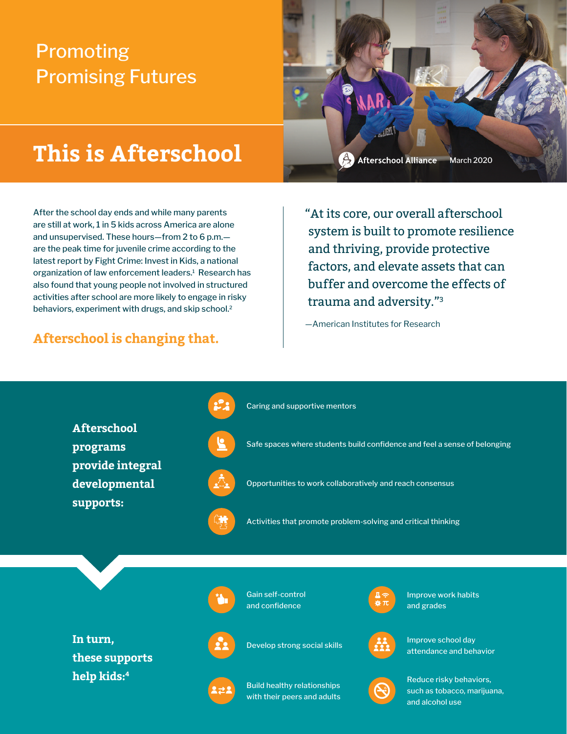# Promoting Promising Futures

# This is Afterschool

Afterschool Alliance — March 2020

After the school day ends and while many parents are still at work, 1 in 5 kids across America are alone and unsupervised. These hours—from 2 to 6 p.m.—are the peak time for juvenile crime according to the latest report by Fight Crime: Invest in Kids, a national organization of law enforcement leaders.[1] Research has also found that young people not involved in structured activities after school are more likely to engage in risky behaviors, experiment with drugs, and skip school.[2]

**Afterschool is changing that.**

> "At its core, our overall afterschool system is built to promote resilience and thriving, provide protective factors, and elevate assets that can buffer and overcome the effects of trauma and adversity."[3]
>
> —American Institutes for Research

## Afterschool programs provide integral developmental supports:

- Caring and supportive mentors
- Safe spaces where students build confidence and feel a sense of belonging
- Opportunities to work collaboratively and reach consensus
- Activities that promote problem-solving and critical thinking

## In turn, these supports help kids:[4]

- Gain self-control and confidence
- Develop strong social skills
- Build healthy relationships with their peers and adults
- Improve work habits and grades
- Improve school day attendance and behavior
- Reduce risky behaviors, such as tobacco, marijuana, and alcohol use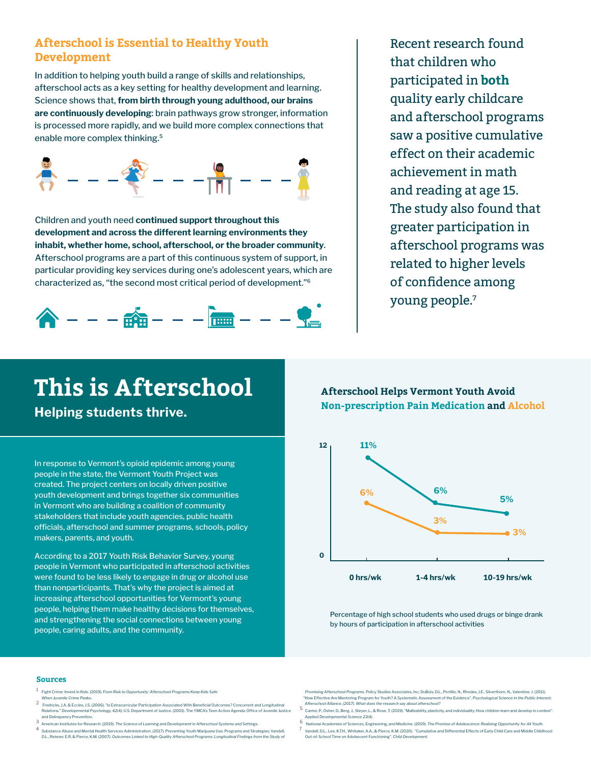## Afterschool is Essential to Healthy Youth Development

In addition to helping youth build a range of skills and relationships, afterschool acts as a key setting for healthy development and learning. Science shows that, **from birth through young adulthood, our brains are continuously developing**: brain pathways grow stronger, information is processed more rapidly, and we build more complex connections that enable more complex thinking.[5]

Children and youth need **continued support throughout this development and across the different learning environments they inhabit, whether home, school, afterschool, or the broader community**. Afterschool programs are a part of this continuous system of support, in particular providing key services during one's adolescent years, which are characterized as, "the second most critical period of development."[6]

Recent research found that children who participated in **both** quality early childcare and afterschool programs saw a positive cumulative effect on their academic achievement in math and reading at age 15. The study also found that greater participation in afterschool programs was related to higher levels of confidence among young people.[7]

# This is Afterschool

**Helping students thrive.**

In response to Vermont's opioid epidemic among young people in the state, the Vermont Youth Project was created. The project centers on locally driven positive youth development and brings together six communities in Vermont who are building a coalition of community stakeholders that include youth agencies, public health officials, afterschool and summer programs, schools, policy makers, parents, and youth.

According to a 2017 Youth Risk Behavior Survey, young people in Vermont who participated in afterschool activities were found to be less likely to engage in drug or alcohol use than nonparticipants. That's why the project is aimed at increasing afterschool opportunities for Vermont's young people, helping them make healthy decisions for themselves, and strengthening the social connections between young people, caring adults, and the community.

### Afterschool Helps Vermont Youth Avoid Non-prescription Pain Medication and Alcohol

12
0
11%
6%
5%
6%
3%
3%
0 hrs/wk
1-4 hrs/wk
10-19 hrs/wk

Percentage of high school students who used drugs or binge drank by hours of participation in afterschool activities

### Sources

1. Fight Crime: Invest in Kids. (2019). *From Risk to Opportunity: Afterschool Programs Keep Kids Safe When Juvenile Crime Peaks.*
2. Fredricks, J.A. & Eccles, J.S. (2006). "Is Extracurricular Participation Associated With Beneficial Outcomes? Concurrent and Longitudinal Relations." *Developmental Psychology, 42(4)*; U.S. Department of Justice. (2001). The YMCA's Teen Action Agenda. Office of Juvenile Justice and Delinquency Prevention.
3. American Institutes for Research. (2019). *The Science of Learning and Development in Afterschool Systems and Settings.*
4. Substance Abuse and Mental Health Services Administration. (2017). Preventing Youth Marijuana Use: Programs and Strategies; Vandell, D.L., Reisner, E.R. & Pierce, K.M. (2007). *Outcomes Linked to High-Quality Afterschool Programs: Longitudinal Findings from the Study of Promising Afterschool Programs.* Policy Studies Associates, Inc; DuBois, D.L., Portillo, N., Rhodes, J.E., Silverthorn, N., Valentine, J. (2011). "How Effective Are Mentoring Program for Youth? A Systematic Assessment of the Evidence". *Psychological Science in the Public Interest; Afterschool Alliance. (2017). What does the research say about afterschool?*
5. Cantor, P., Osher, D., Berg, J., Steyer, L., & Rose, T. (2019). "Malleability, plasticity, and individuality: How children learn and develop in context". *Applied Developmental Science 23(4).*
6. National Academies of Sciences, Engineering, and Medicine. (2019). *The Promise of Adolescence: Realizing Opportunity for All Youth.*
7. Vandell, D.L., Lee, K.T.H., Whitaker, A.A., & Pierce, K.M. (2020). "Cumulative and Differential Effects of Early Child Care and Middle Childhood Out-of-School Time on Adolescent Functioning". *Child Development.*